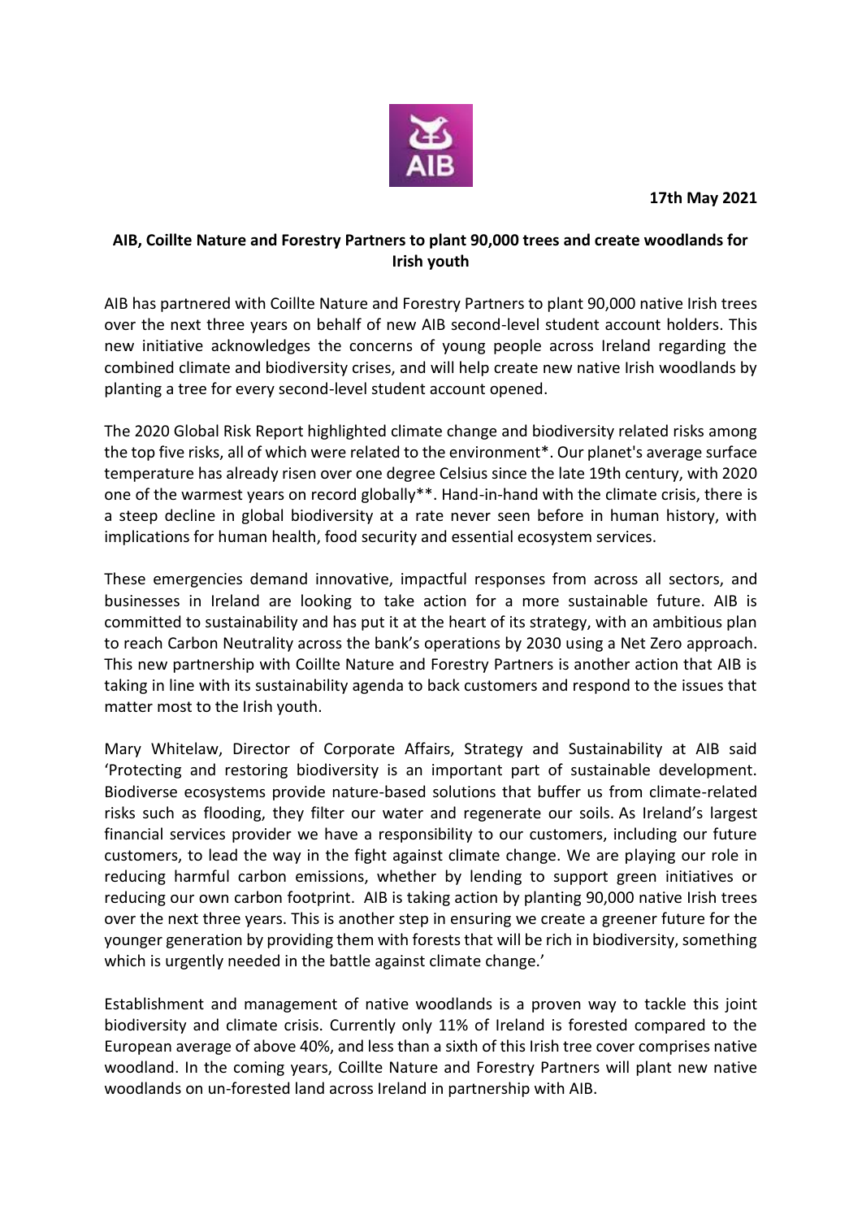**17th May 2021**

# AIB, Coillte Nature and Forestry Partners to plant 90,000 trees and create woodlands for Irish youth

AIB has partnered with Coillte Nature and Forestry Partners to plant 90,000 native Irish trees over the next three years on behalf of new AIB second-level student account holders. This new initiative acknowledges the concerns of young people across Ireland regarding the combined climate and biodiversity crises, and will help create new native Irish woodlands by planting a tree for every second-level student account opened.

The 2020 Global Risk Report highlighted climate change and biodiversity related risks among the top five risks, all of which were related to the environment*. Our planet's average surface temperature has already risen over one degree Celsius since the late 19th century, with 2020 one of the warmest years on record globally**. Hand-in-hand with the climate crisis, there is a steep decline in global biodiversity at a rate never seen before in human history, with implications for human health, food security and essential ecosystem services.

These emergencies demand innovative, impactful responses from across all sectors, and businesses in Ireland are looking to take action for a more sustainable future. AIB is committed to sustainability and has put it at the heart of its strategy, with an ambitious plan to reach Carbon Neutrality across the bank's operations by 2030 using a Net Zero approach. This new partnership with Coillte Nature and Forestry Partners is another action that AIB is taking in line with its sustainability agenda to back customers and respond to the issues that matter most to the Irish youth.

Mary Whitelaw, Director of Corporate Affairs, Strategy and Sustainability at AIB said 'Protecting and restoring biodiversity is an important part of sustainable development. Biodiverse ecosystems provide nature-based solutions that buffer us from climate-related risks such as flooding, they filter our water and regenerate our soils. As Ireland's largest financial services provider we have a responsibility to our customers, including our future customers, to lead the way in the fight against climate change. We are playing our role in reducing harmful carbon emissions, whether by lending to support green initiatives or reducing our own carbon footprint. AIB is taking action by planting 90,000 native Irish trees over the next three years. This is another step in ensuring we create a greener future for the younger generation by providing them with forests that will be rich in biodiversity, something which is urgently needed in the battle against climate change.'

Establishment and management of native woodlands is a proven way to tackle this joint biodiversity and climate crisis. Currently only 11% of Ireland is forested compared to the European average of above 40%, and less than a sixth of this Irish tree cover comprises native woodland. In the coming years, Coillte Nature and Forestry Partners will plant new native woodlands on un-forested land across Ireland in partnership with AIB.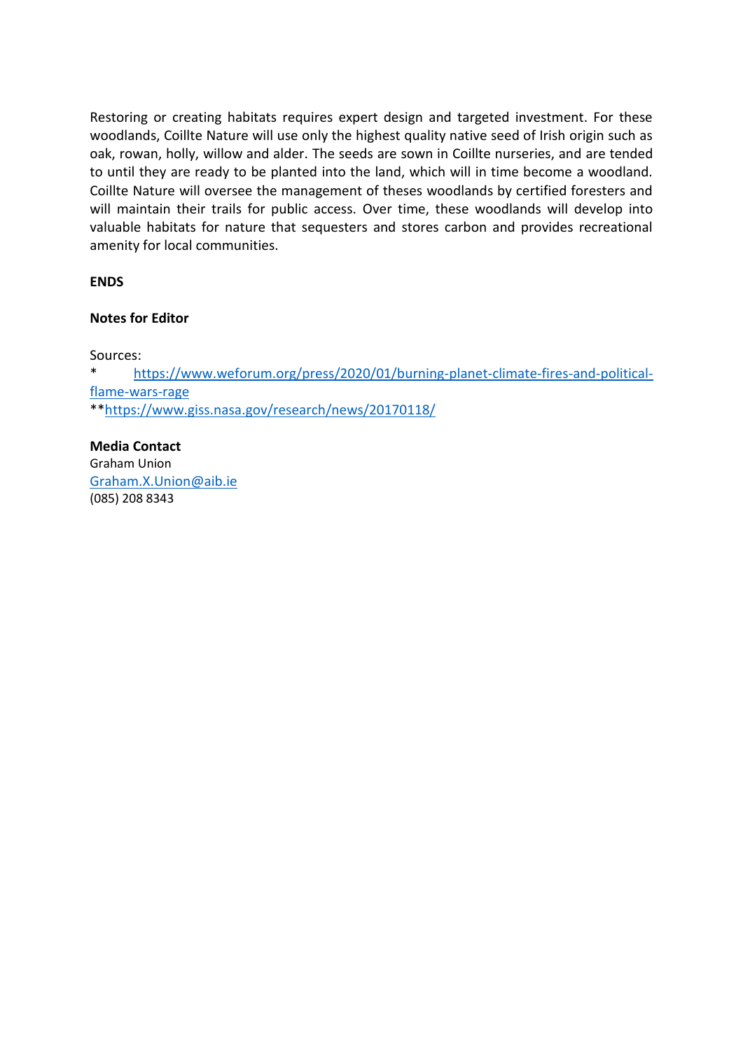Restoring or creating habitats requires expert design and targeted investment. For these woodlands, Coillte Nature will use only the highest quality native seed of Irish origin such as oak, rowan, holly, willow and alder. The seeds are sown in Coillte nurseries, and are tended to until they are ready to be planted into the land, which will in time become a woodland. Coillte Nature will oversee the management of theses woodlands by certified foresters and will maintain their trails for public access. Over time, these woodlands will develop into valuable habitats for nature that sequesters and stores carbon and provides recreational amenity for local communities.

**ENDS**

**Notes for Editor**

Sources:

* https://www.weforum.org/press/2020/01/burning-planet-climate-fires-and-political-flame-wars-rage

**https://www.giss.nasa.gov/research/news/20170118/

**Media Contact**

Graham Union
Graham.X.Union@aib.ie
(085) 208 8343